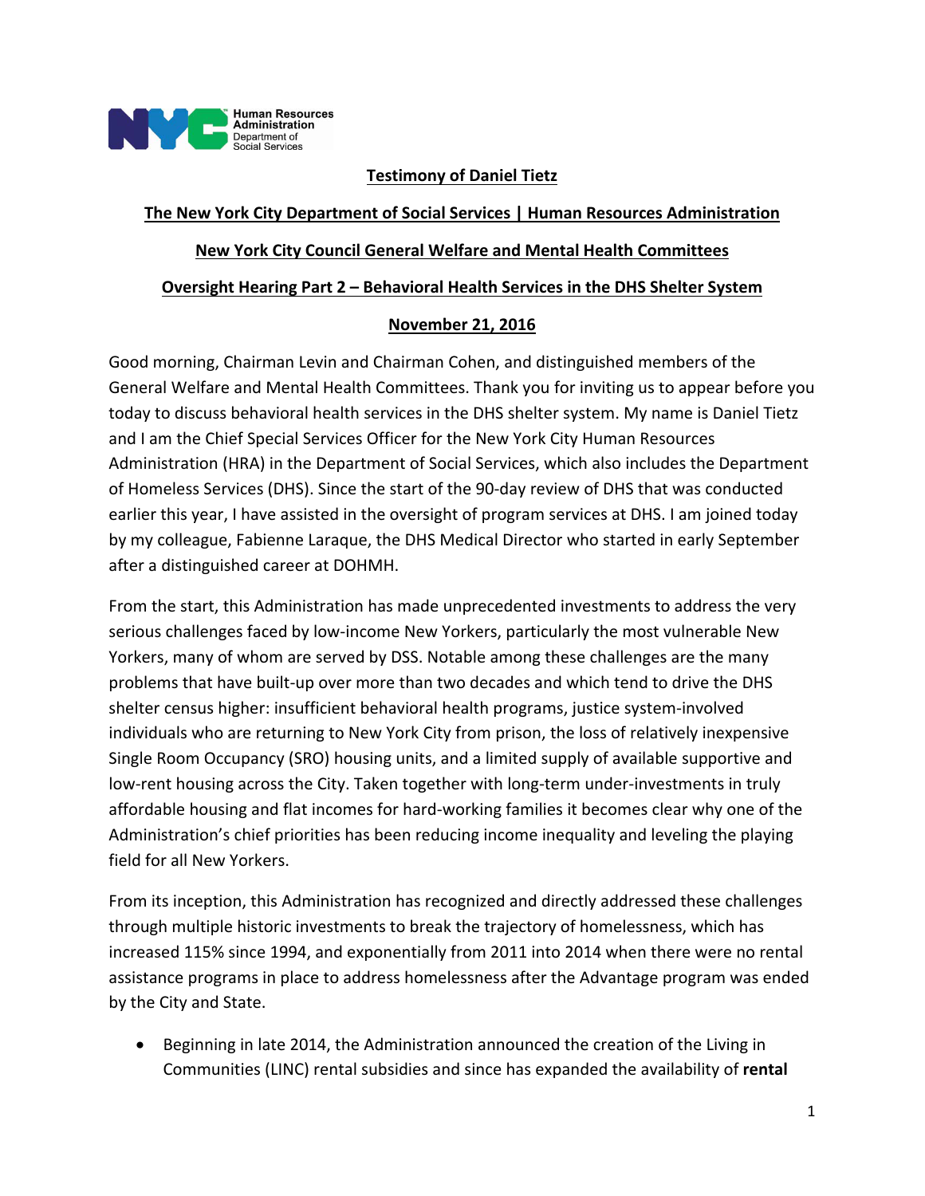NYC Human Resources Administration Department of Social Services

**Testimony of Daniel Tietz**

**The New York City Department of Social Services | Human Resources Administration**

**New York City Council General Welfare and Mental Health Committees**

**Oversight Hearing Part 2 – Behavioral Health Services in the DHS Shelter System**

**November 21, 2016**

Good morning, Chairman Levin and Chairman Cohen, and distinguished members of the General Welfare and Mental Health Committees. Thank you for inviting us to appear before you today to discuss behavioral health services in the DHS shelter system. My name is Daniel Tietz and I am the Chief Special Services Officer for the New York City Human Resources Administration (HRA) in the Department of Social Services, which also includes the Department of Homeless Services (DHS). Since the start of the 90-day review of DHS that was conducted earlier this year, I have assisted in the oversight of program services at DHS. I am joined today by my colleague, Fabienne Laraque, the DHS Medical Director who started in early September after a distinguished career at DOHMH.

From the start, this Administration has made unprecedented investments to address the very serious challenges faced by low-income New Yorkers, particularly the most vulnerable New Yorkers, many of whom are served by DSS. Notable among these challenges are the many problems that have built-up over more than two decades and which tend to drive the DHS shelter census higher: insufficient behavioral health programs, justice system-involved individuals who are returning to New York City from prison, the loss of relatively inexpensive Single Room Occupancy (SRO) housing units, and a limited supply of available supportive and low-rent housing across the City. Taken together with long-term under-investments in truly affordable housing and flat incomes for hard-working families it becomes clear why one of the Administration's chief priorities has been reducing income inequality and leveling the playing field for all New Yorkers.

From its inception, this Administration has recognized and directly addressed these challenges through multiple historic investments to break the trajectory of homelessness, which has increased 115% since 1994, and exponentially from 2011 into 2014 when there were no rental assistance programs in place to address homelessness after the Advantage program was ended by the City and State.

- Beginning in late 2014, the Administration announced the creation of the Living in Communities (LINC) rental subsidies and since has expanded the availability of **rental**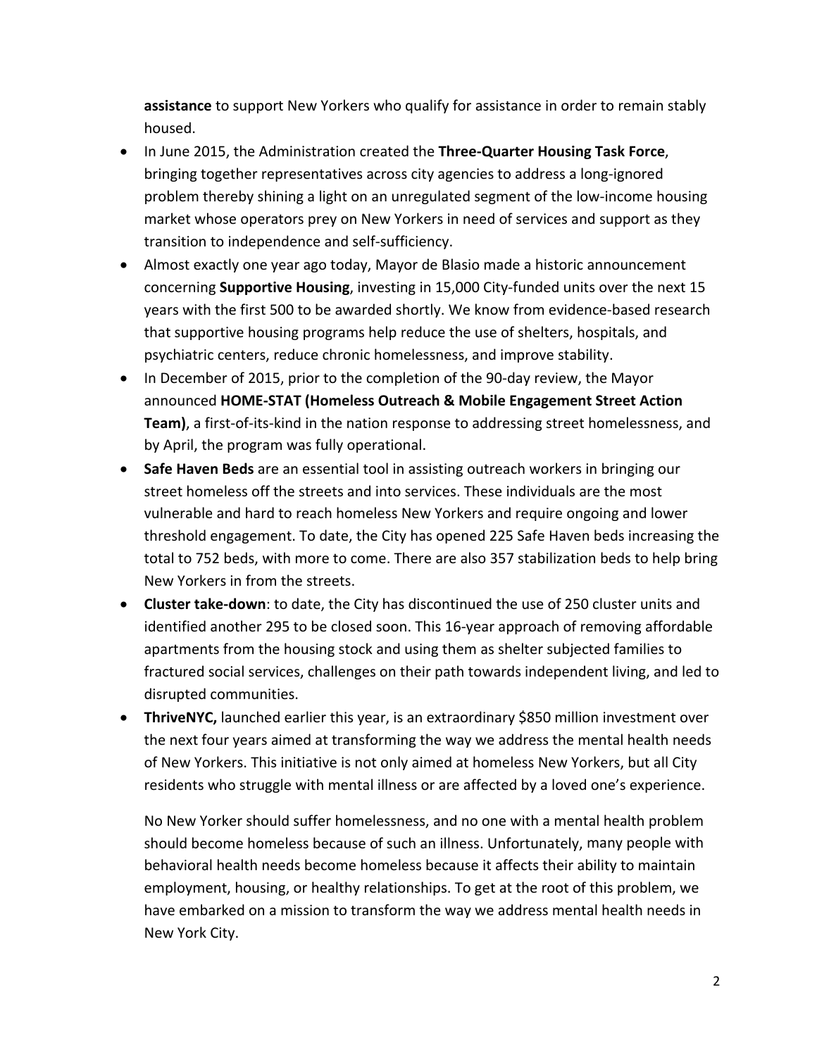**assistance** to support New Yorkers who qualify for assistance in order to remain stably housed.

- In June 2015, the Administration created the **Three-Quarter Housing Task Force**, bringing together representatives across city agencies to address a long-ignored problem thereby shining a light on an unregulated segment of the low-income housing market whose operators prey on New Yorkers in need of services and support as they transition to independence and self-sufficiency.
- Almost exactly one year ago today, Mayor de Blasio made a historic announcement concerning **Supportive Housing**, investing in 15,000 City-funded units over the next 15 years with the first 500 to be awarded shortly. We know from evidence-based research that supportive housing programs help reduce the use of shelters, hospitals, and psychiatric centers, reduce chronic homelessness, and improve stability.
- In December of 2015, prior to the completion of the 90-day review, the Mayor announced **HOME-STAT (Homeless Outreach & Mobile Engagement Street Action Team)**, a first-of-its-kind in the nation response to addressing street homelessness, and by April, the program was fully operational.
- **Safe Haven Beds** are an essential tool in assisting outreach workers in bringing our street homeless off the streets and into services. These individuals are the most vulnerable and hard to reach homeless New Yorkers and require ongoing and lower threshold engagement. To date, the City has opened 225 Safe Haven beds increasing the total to 752 beds, with more to come. There are also 357 stabilization beds to help bring New Yorkers in from the streets.
- **Cluster take-down**: to date, the City has discontinued the use of 250 cluster units and identified another 295 to be closed soon. This 16-year approach of removing affordable apartments from the housing stock and using them as shelter subjected families to fractured social services, challenges on their path towards independent living, and led to disrupted communities.
- **ThriveNYC,** launched earlier this year, is an extraordinary $850 million investment over the next four years aimed at transforming the way we address the mental health needs of New Yorkers. This initiative is not only aimed at homeless New Yorkers, but all City residents who struggle with mental illness or are affected by a loved one's experience.

No New Yorker should suffer homelessness, and no one with a mental health problem should become homeless because of such an illness. Unfortunately, many people with behavioral health needs become homeless because it affects their ability to maintain employment, housing, or healthy relationships. To get at the root of this problem, we have embarked on a mission to transform the way we address mental health needs in New York City.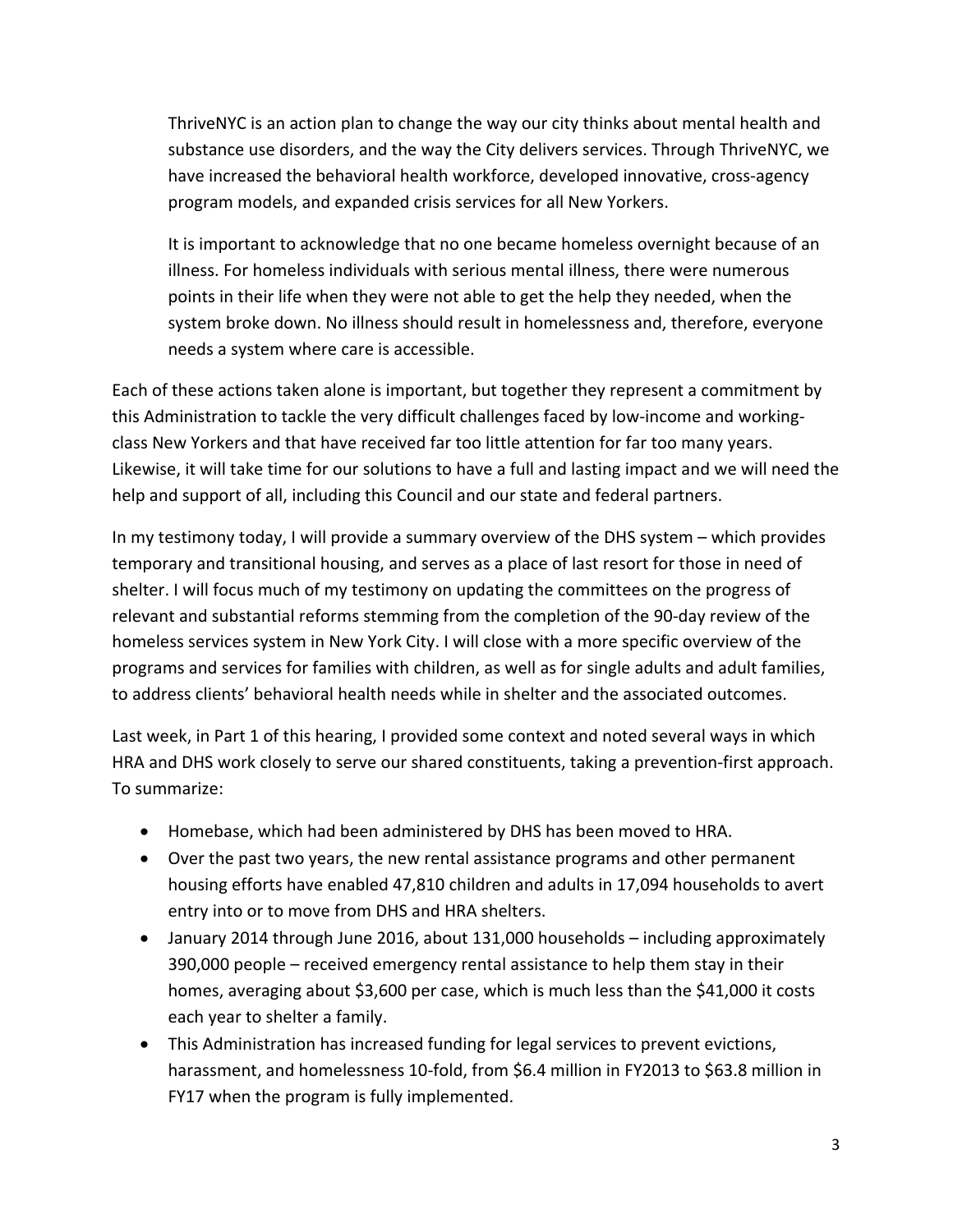ThriveNYC is an action plan to change the way our city thinks about mental health and substance use disorders, and the way the City delivers services. Through ThriveNYC, we have increased the behavioral health workforce, developed innovative, cross-agency program models, and expanded crisis services for all New Yorkers.

It is important to acknowledge that no one became homeless overnight because of an illness. For homeless individuals with serious mental illness, there were numerous points in their life when they were not able to get the help they needed, when the system broke down. No illness should result in homelessness and, therefore, everyone needs a system where care is accessible.

Each of these actions taken alone is important, but together they represent a commitment by this Administration to tackle the very difficult challenges faced by low-income and working-class New Yorkers and that have received far too little attention for far too many years. Likewise, it will take time for our solutions to have a full and lasting impact and we will need the help and support of all, including this Council and our state and federal partners.

In my testimony today, I will provide a summary overview of the DHS system – which provides temporary and transitional housing, and serves as a place of last resort for those in need of shelter. I will focus much of my testimony on updating the committees on the progress of relevant and substantial reforms stemming from the completion of the 90-day review of the homeless services system in New York City. I will close with a more specific overview of the programs and services for families with children, as well as for single adults and adult families, to address clients' behavioral health needs while in shelter and the associated outcomes.

Last week, in Part 1 of this hearing, I provided some context and noted several ways in which HRA and DHS work closely to serve our shared constituents, taking a prevention-first approach. To summarize:

- Homebase, which had been administered by DHS has been moved to HRA.
- Over the past two years, the new rental assistance programs and other permanent housing efforts have enabled 47,810 children and adults in 17,094 households to avert entry into or to move from DHS and HRA shelters.
- January 2014 through June 2016, about 131,000 households – including approximately 390,000 people – received emergency rental assistance to help them stay in their homes, averaging about $3,600 per case, which is much less than the $41,000 it costs each year to shelter a family.
- This Administration has increased funding for legal services to prevent evictions, harassment, and homelessness 10-fold, from $6.4 million in FY2013 to $63.8 million in FY17 when the program is fully implemented.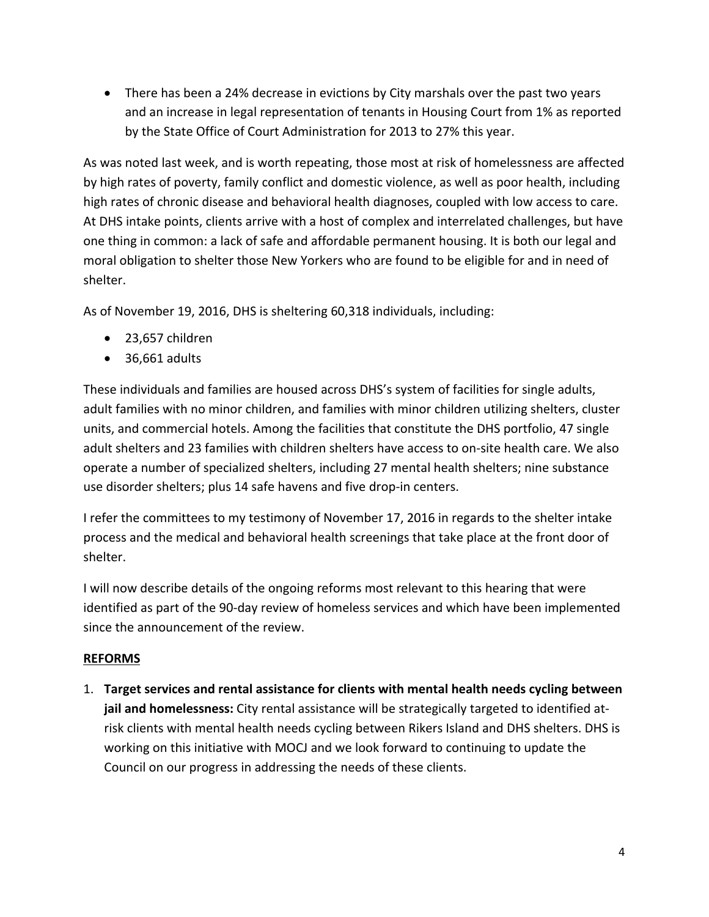- There has been a 24% decrease in evictions by City marshals over the past two years and an increase in legal representation of tenants in Housing Court from 1% as reported by the State Office of Court Administration for 2013 to 27% this year.

As was noted last week, and is worth repeating, those most at risk of homelessness are affected by high rates of poverty, family conflict and domestic violence, as well as poor health, including high rates of chronic disease and behavioral health diagnoses, coupled with low access to care. At DHS intake points, clients arrive with a host of complex and interrelated challenges, but have one thing in common: a lack of safe and affordable permanent housing. It is both our legal and moral obligation to shelter those New Yorkers who are found to be eligible for and in need of shelter.

As of November 19, 2016, DHS is sheltering 60,318 individuals, including:

- 23,657 children
- 36,661 adults

These individuals and families are housed across DHS's system of facilities for single adults, adult families with no minor children, and families with minor children utilizing shelters, cluster units, and commercial hotels. Among the facilities that constitute the DHS portfolio, 47 single adult shelters and 23 families with children shelters have access to on-site health care. We also operate a number of specialized shelters, including 27 mental health shelters; nine substance use disorder shelters; plus 14 safe havens and five drop-in centers.

I refer the committees to my testimony of November 17, 2016 in regards to the shelter intake process and the medical and behavioral health screenings that take place at the front door of shelter.

I will now describe details of the ongoing reforms most relevant to this hearing that were identified as part of the 90-day review of homeless services and which have been implemented since the announcement of the review.

**REFORMS**

1. **Target services and rental assistance for clients with mental health needs cycling between jail and homelessness:** City rental assistance will be strategically targeted to identified at-risk clients with mental health needs cycling between Rikers Island and DHS shelters. DHS is working on this initiative with MOCJ and we look forward to continuing to update the Council on our progress in addressing the needs of these clients.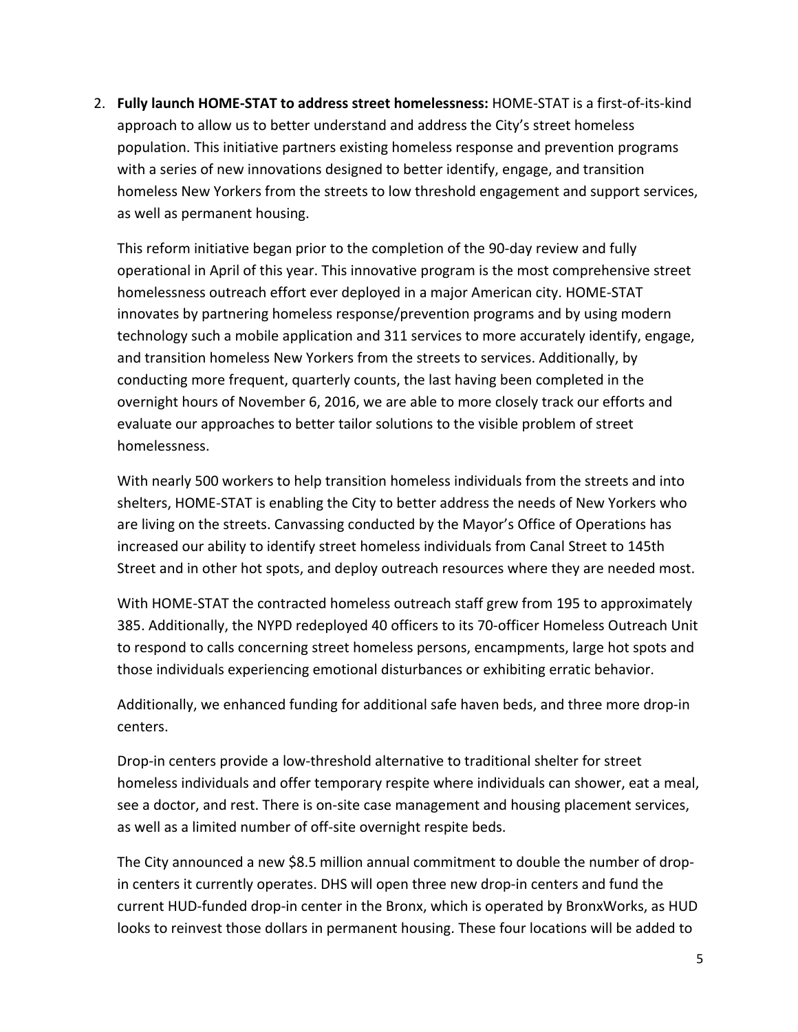2. **Fully launch HOME-STAT to address street homelessness:** HOME-STAT is a first-of-its-kind approach to allow us to better understand and address the City's street homeless population. This initiative partners existing homeless response and prevention programs with a series of new innovations designed to better identify, engage, and transition homeless New Yorkers from the streets to low threshold engagement and support services, as well as permanent housing.

   This reform initiative began prior to the completion of the 90-day review and fully operational in April of this year. This innovative program is the most comprehensive street homelessness outreach effort ever deployed in a major American city. HOME-STAT innovates by partnering homeless response/prevention programs and by using modern technology such a mobile application and 311 services to more accurately identify, engage, and transition homeless New Yorkers from the streets to services. Additionally, by conducting more frequent, quarterly counts, the last having been completed in the overnight hours of November 6, 2016, we are able to more closely track our efforts and evaluate our approaches to better tailor solutions to the visible problem of street homelessness.

   With nearly 500 workers to help transition homeless individuals from the streets and into shelters, HOME-STAT is enabling the City to better address the needs of New Yorkers who are living on the streets. Canvassing conducted by the Mayor's Office of Operations has increased our ability to identify street homeless individuals from Canal Street to 145th Street and in other hot spots, and deploy outreach resources where they are needed most.

   With HOME-STAT the contracted homeless outreach staff grew from 195 to approximately 385. Additionally, the NYPD redeployed 40 officers to its 70-officer Homeless Outreach Unit to respond to calls concerning street homeless persons, encampments, large hot spots and those individuals experiencing emotional disturbances or exhibiting erratic behavior.

   Additionally, we enhanced funding for additional safe haven beds, and three more drop-in centers.

   Drop-in centers provide a low-threshold alternative to traditional shelter for street homeless individuals and offer temporary respite where individuals can shower, eat a meal, see a doctor, and rest. There is on-site case management and housing placement services, as well as a limited number of off-site overnight respite beds.

   The City announced a new $8.5 million annual commitment to double the number of drop-in centers it currently operates. DHS will open three new drop-in centers and fund the current HUD-funded drop-in center in the Bronx, which is operated by BronxWorks, as HUD looks to reinvest those dollars in permanent housing. These four locations will be added to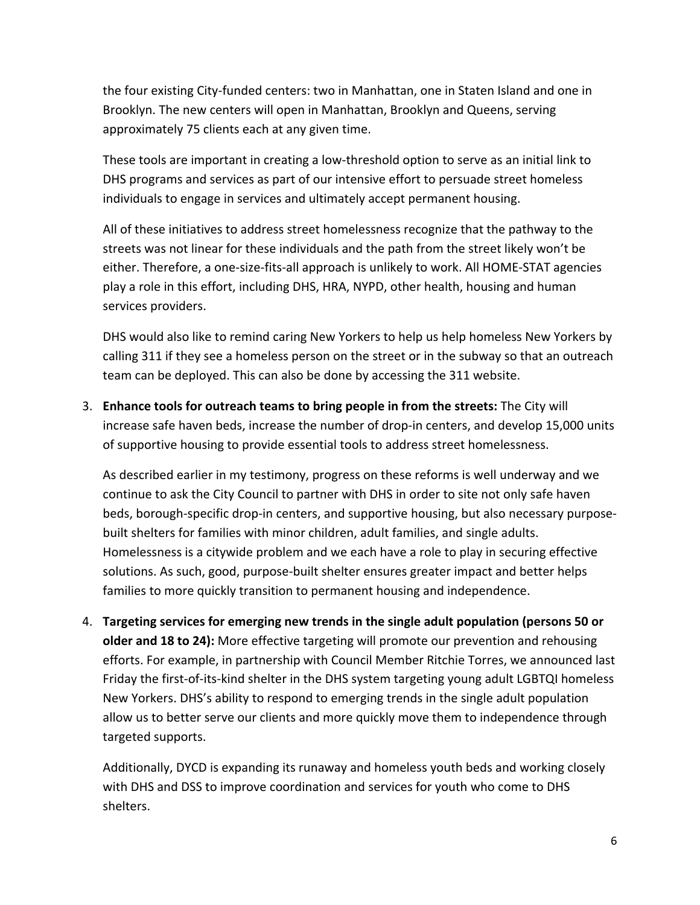the four existing City-funded centers: two in Manhattan, one in Staten Island and one in Brooklyn. The new centers will open in Manhattan, Brooklyn and Queens, serving approximately 75 clients each at any given time.

These tools are important in creating a low-threshold option to serve as an initial link to DHS programs and services as part of our intensive effort to persuade street homeless individuals to engage in services and ultimately accept permanent housing.

All of these initiatives to address street homelessness recognize that the pathway to the streets was not linear for these individuals and the path from the street likely won't be either. Therefore, a one-size-fits-all approach is unlikely to work. All HOME-STAT agencies play a role in this effort, including DHS, HRA, NYPD, other health, housing and human services providers.

DHS would also like to remind caring New Yorkers to help us help homeless New Yorkers by calling 311 if they see a homeless person on the street or in the subway so that an outreach team can be deployed. This can also be done by accessing the 311 website.

3. **Enhance tools for outreach teams to bring people in from the streets:** The City will increase safe haven beds, increase the number of drop-in centers, and develop 15,000 units of supportive housing to provide essential tools to address street homelessness.

   As described earlier in my testimony, progress on these reforms is well underway and we continue to ask the City Council to partner with DHS in order to site not only safe haven beds, borough-specific drop-in centers, and supportive housing, but also necessary purpose-built shelters for families with minor children, adult families, and single adults. Homelessness is a citywide problem and we each have a role to play in securing effective solutions. As such, good, purpose-built shelter ensures greater impact and better helps families to more quickly transition to permanent housing and independence.

4. **Targeting services for emerging new trends in the single adult population (persons 50 or older and 18 to 24):** More effective targeting will promote our prevention and rehousing efforts. For example, in partnership with Council Member Ritchie Torres, we announced last Friday the first-of-its-kind shelter in the DHS system targeting young adult LGBTQI homeless New Yorkers. DHS's ability to respond to emerging trends in the single adult population allow us to better serve our clients and more quickly move them to independence through targeted supports.

   Additionally, DYCD is expanding its runaway and homeless youth beds and working closely with DHS and DSS to improve coordination and services for youth who come to DHS shelters.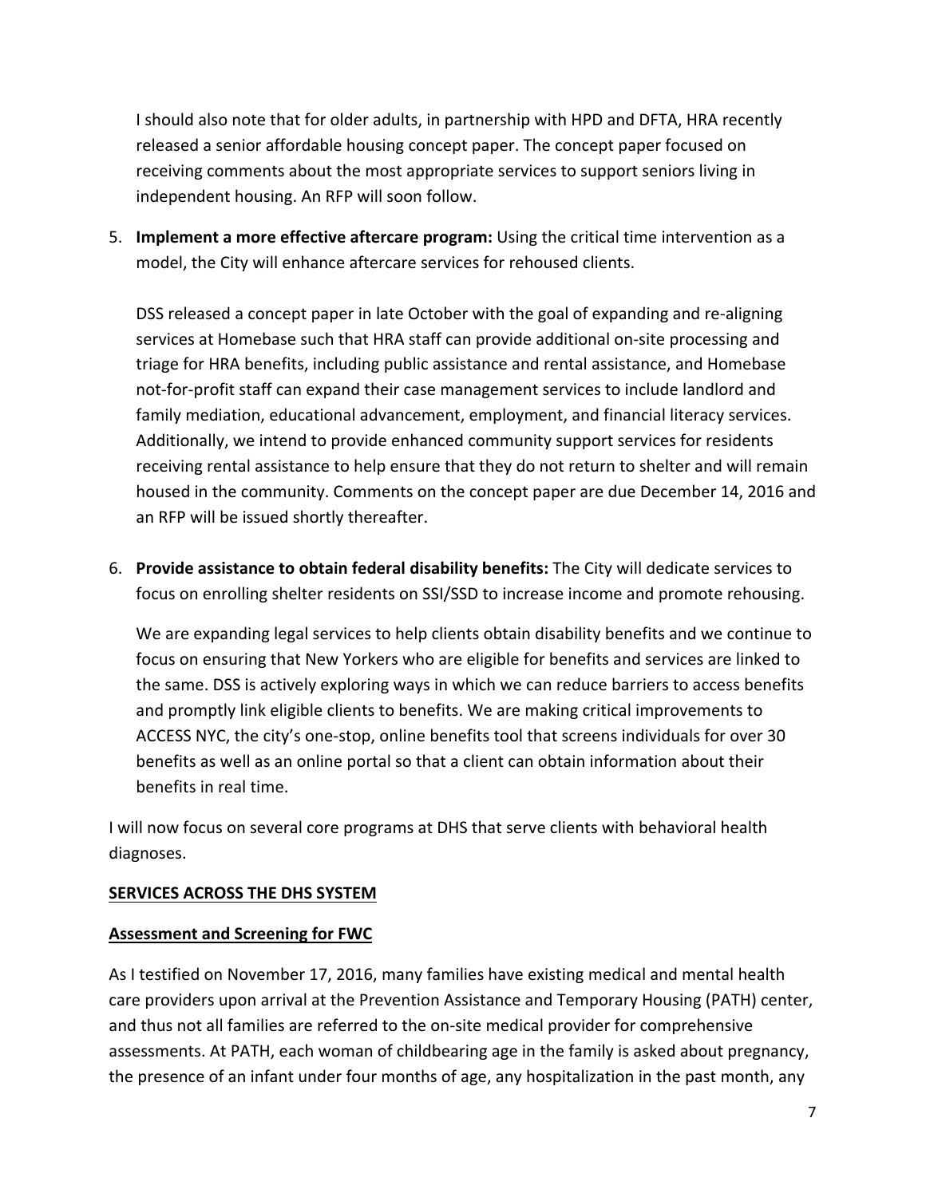I should also note that for older adults, in partnership with HPD and DFTA, HRA recently released a senior affordable housing concept paper. The concept paper focused on receiving comments about the most appropriate services to support seniors living in independent housing. An RFP will soon follow.

5. **Implement a more effective aftercare program:** Using the critical time intervention as a model, the City will enhance aftercare services for rehoused clients.

   DSS released a concept paper in late October with the goal of expanding and re-aligning services at Homebase such that HRA staff can provide additional on-site processing and triage for HRA benefits, including public assistance and rental assistance, and Homebase not-for-profit staff can expand their case management services to include landlord and family mediation, educational advancement, employment, and financial literacy services. Additionally, we intend to provide enhanced community support services for residents receiving rental assistance to help ensure that they do not return to shelter and will remain housed in the community. Comments on the concept paper are due December 14, 2016 and an RFP will be issued shortly thereafter.

6. **Provide assistance to obtain federal disability benefits:** The City will dedicate services to focus on enrolling shelter residents on SSI/SSD to increase income and promote rehousing.

   We are expanding legal services to help clients obtain disability benefits and we continue to focus on ensuring that New Yorkers who are eligible for benefits and services are linked to the same. DSS is actively exploring ways in which we can reduce barriers to access benefits and promptly link eligible clients to benefits. We are making critical improvements to ACCESS NYC, the city's one-stop, online benefits tool that screens individuals for over 30 benefits as well as an online portal so that a client can obtain information about their benefits in real time.

I will now focus on several core programs at DHS that serve clients with behavioral health diagnoses.

**SERVICES ACROSS THE DHS SYSTEM**

**Assessment and Screening for FWC**

As I testified on November 17, 2016, many families have existing medical and mental health care providers upon arrival at the Prevention Assistance and Temporary Housing (PATH) center, and thus not all families are referred to the on-site medical provider for comprehensive assessments. At PATH, each woman of childbearing age in the family is asked about pregnancy, the presence of an infant under four months of age, any hospitalization in the past month, any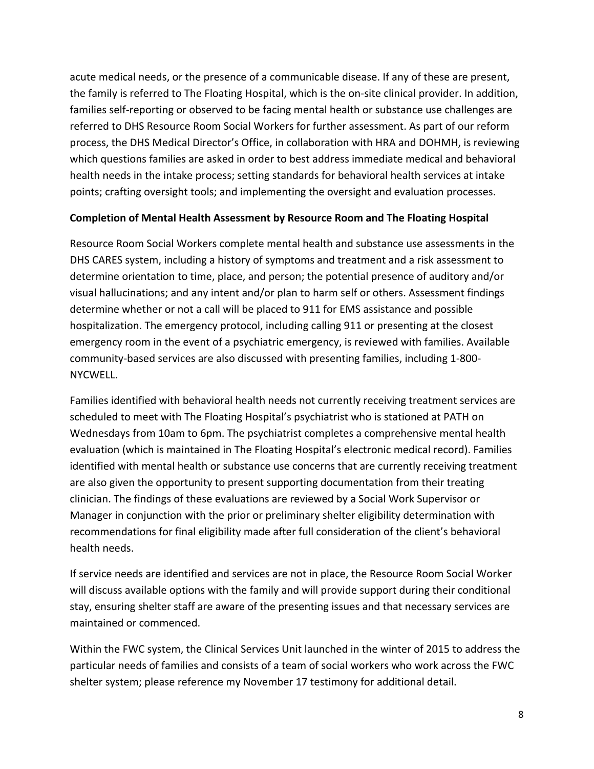acute medical needs, or the presence of a communicable disease. If any of these are present, the family is referred to The Floating Hospital, which is the on-site clinical provider. In addition, families self-reporting or observed to be facing mental health or substance use challenges are referred to DHS Resource Room Social Workers for further assessment. As part of our reform process, the DHS Medical Director's Office, in collaboration with HRA and DOHMH, is reviewing which questions families are asked in order to best address immediate medical and behavioral health needs in the intake process; setting standards for behavioral health services at intake points; crafting oversight tools; and implementing the oversight and evaluation processes.

**Completion of Mental Health Assessment by Resource Room and The Floating Hospital**

Resource Room Social Workers complete mental health and substance use assessments in the DHS CARES system, including a history of symptoms and treatment and a risk assessment to determine orientation to time, place, and person; the potential presence of auditory and/or visual hallucinations; and any intent and/or plan to harm self or others. Assessment findings determine whether or not a call will be placed to 911 for EMS assistance and possible hospitalization. The emergency protocol, including calling 911 or presenting at the closest emergency room in the event of a psychiatric emergency, is reviewed with families. Available community-based services are also discussed with presenting families, including 1-800-NYCWELL.

Families identified with behavioral health needs not currently receiving treatment services are scheduled to meet with The Floating Hospital's psychiatrist who is stationed at PATH on Wednesdays from 10am to 6pm. The psychiatrist completes a comprehensive mental health evaluation (which is maintained in The Floating Hospital's electronic medical record). Families identified with mental health or substance use concerns that are currently receiving treatment are also given the opportunity to present supporting documentation from their treating clinician. The findings of these evaluations are reviewed by a Social Work Supervisor or Manager in conjunction with the prior or preliminary shelter eligibility determination with recommendations for final eligibility made after full consideration of the client's behavioral health needs.

If service needs are identified and services are not in place, the Resource Room Social Worker will discuss available options with the family and will provide support during their conditional stay, ensuring shelter staff are aware of the presenting issues and that necessary services are maintained or commenced.

Within the FWC system, the Clinical Services Unit launched in the winter of 2015 to address the particular needs of families and consists of a team of social workers who work across the FWC shelter system; please reference my November 17 testimony for additional detail.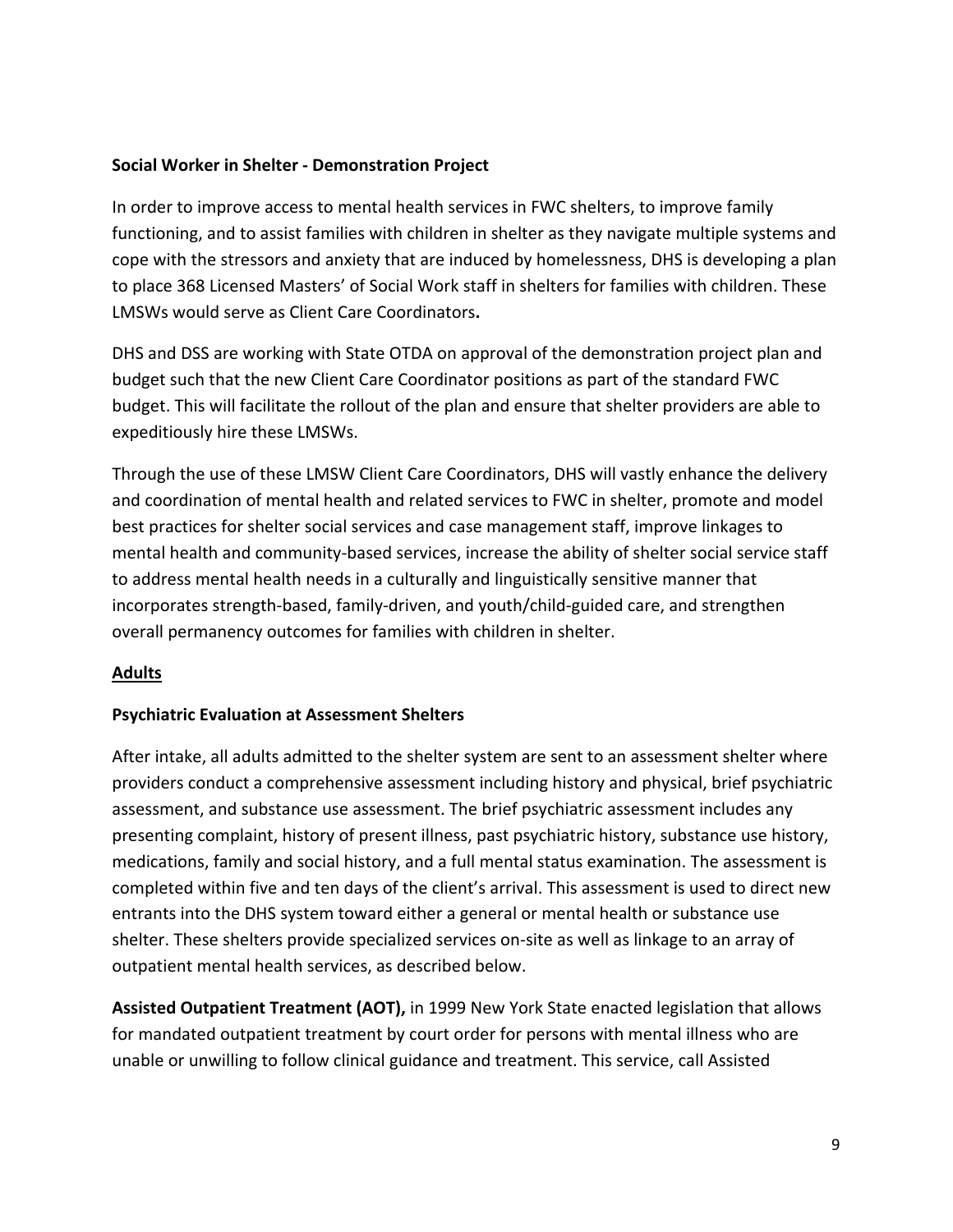**Social Worker in Shelter - Demonstration Project**

In order to improve access to mental health services in FWC shelters, to improve family functioning, and to assist families with children in shelter as they navigate multiple systems and cope with the stressors and anxiety that are induced by homelessness, DHS is developing a plan to place 368 Licensed Masters' of Social Work staff in shelters for families with children. These LMSWs would serve as Client Care Coordinators**.**

DHS and DSS are working with State OTDA on approval of the demonstration project plan and budget such that the new Client Care Coordinator positions as part of the standard FWC budget. This will facilitate the rollout of the plan and ensure that shelter providers are able to expeditiously hire these LMSWs.

Through the use of these LMSW Client Care Coordinators, DHS will vastly enhance the delivery and coordination of mental health and related services to FWC in shelter, promote and model best practices for shelter social services and case management staff, improve linkages to mental health and community-based services, increase the ability of shelter social service staff to address mental health needs in a culturally and linguistically sensitive manner that incorporates strength-based, family-driven, and youth/child-guided care, and strengthen overall permanency outcomes for families with children in shelter.

**<u>Adults</u>**

**Psychiatric Evaluation at Assessment Shelters**

After intake, all adults admitted to the shelter system are sent to an assessment shelter where providers conduct a comprehensive assessment including history and physical, brief psychiatric assessment, and substance use assessment. The brief psychiatric assessment includes any presenting complaint, history of present illness, past psychiatric history, substance use history, medications, family and social history, and a full mental status examination. The assessment is completed within five and ten days of the client's arrival. This assessment is used to direct new entrants into the DHS system toward either a general or mental health or substance use shelter. These shelters provide specialized services on-site as well as linkage to an array of outpatient mental health services, as described below.

**Assisted Outpatient Treatment (AOT),** in 1999 New York State enacted legislation that allows for mandated outpatient treatment by court order for persons with mental illness who are unable or unwilling to follow clinical guidance and treatment. This service, call Assisted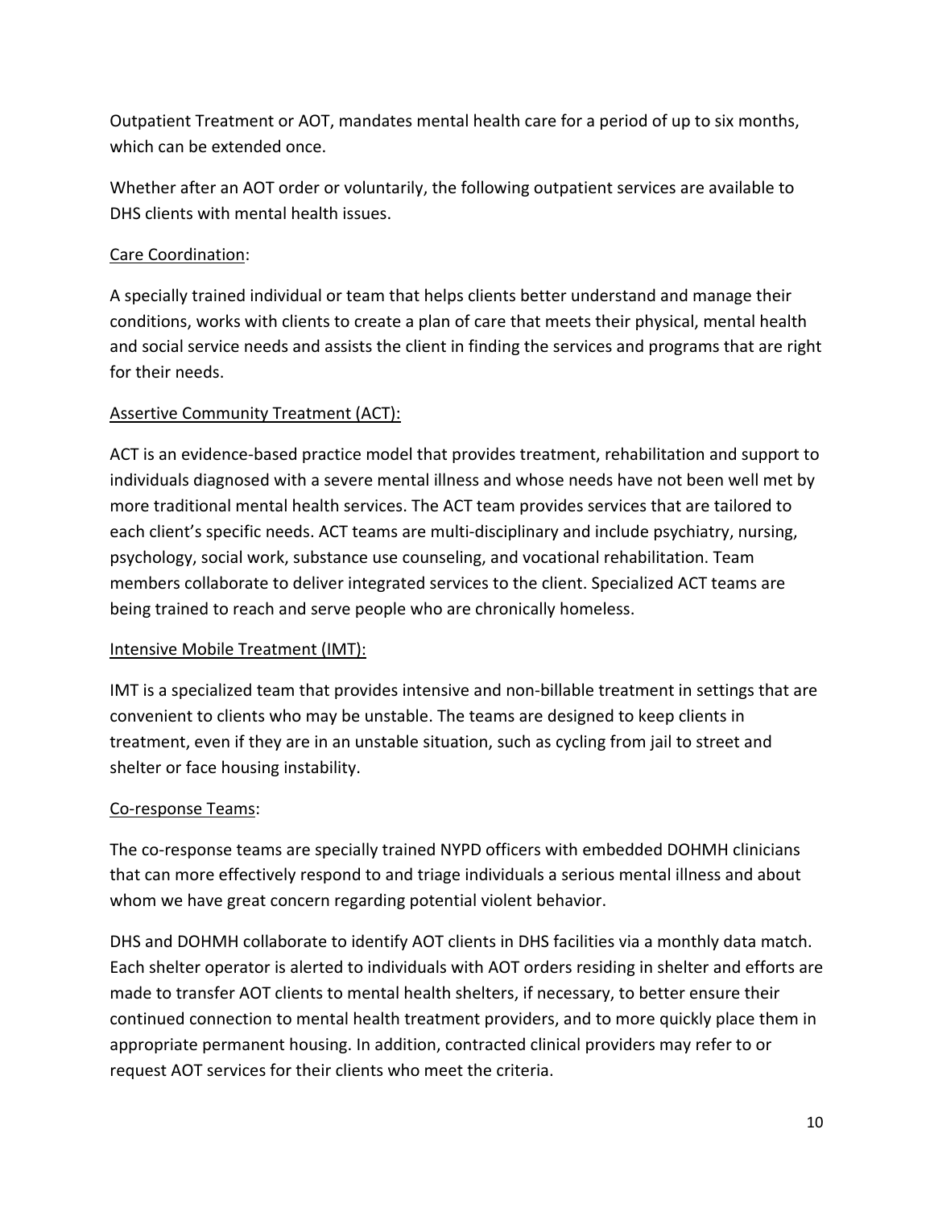Outpatient Treatment or AOT, mandates mental health care for a period of up to six months, which can be extended once.

Whether after an AOT order or voluntarily, the following outpatient services are available to DHS clients with mental health issues.

<u>Care Coordination</u>:

A specially trained individual or team that helps clients better understand and manage their conditions, works with clients to create a plan of care that meets their physical, mental health and social service needs and assists the client in finding the services and programs that are right for their needs.

<u>Assertive Community Treatment (ACT):</u>

ACT is an evidence-based practice model that provides treatment, rehabilitation and support to individuals diagnosed with a severe mental illness and whose needs have not been well met by more traditional mental health services. The ACT team provides services that are tailored to each client's specific needs. ACT teams are multi-disciplinary and include psychiatry, nursing, psychology, social work, substance use counseling, and vocational rehabilitation. Team members collaborate to deliver integrated services to the client. Specialized ACT teams are being trained to reach and serve people who are chronically homeless.

<u>Intensive Mobile Treatment (IMT):</u>

IMT is a specialized team that provides intensive and non-billable treatment in settings that are convenient to clients who may be unstable. The teams are designed to keep clients in treatment, even if they are in an unstable situation, such as cycling from jail to street and shelter or face housing instability.

<u>Co-response Teams</u>:

The co-response teams are specially trained NYPD officers with embedded DOHMH clinicians that can more effectively respond to and triage individuals a serious mental illness and about whom we have great concern regarding potential violent behavior.

DHS and DOHMH collaborate to identify AOT clients in DHS facilities via a monthly data match. Each shelter operator is alerted to individuals with AOT orders residing in shelter and efforts are made to transfer AOT clients to mental health shelters, if necessary, to better ensure their continued connection to mental health treatment providers, and to more quickly place them in appropriate permanent housing. In addition, contracted clinical providers may refer to or request AOT services for their clients who meet the criteria.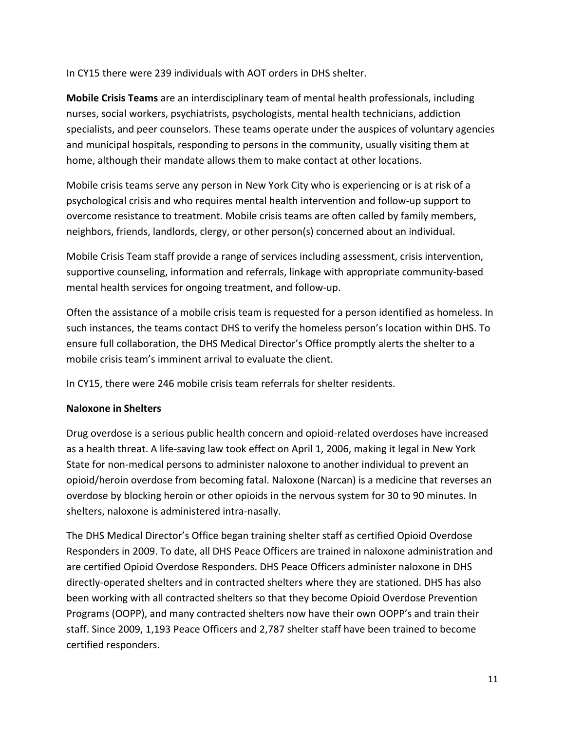In CY15 there were 239 individuals with AOT orders in DHS shelter.

**Mobile Crisis Teams** are an interdisciplinary team of mental health professionals, including nurses, social workers, psychiatrists, psychologists, mental health technicians, addiction specialists, and peer counselors. These teams operate under the auspices of voluntary agencies and municipal hospitals, responding to persons in the community, usually visiting them at home, although their mandate allows them to make contact at other locations.

Mobile crisis teams serve any person in New York City who is experiencing or is at risk of a psychological crisis and who requires mental health intervention and follow-up support to overcome resistance to treatment. Mobile crisis teams are often called by family members, neighbors, friends, landlords, clergy, or other person(s) concerned about an individual.

Mobile Crisis Team staff provide a range of services including assessment, crisis intervention, supportive counseling, information and referrals, linkage with appropriate community-based mental health services for ongoing treatment, and follow-up.

Often the assistance of a mobile crisis team is requested for a person identified as homeless. In such instances, the teams contact DHS to verify the homeless person's location within DHS. To ensure full collaboration, the DHS Medical Director's Office promptly alerts the shelter to a mobile crisis team's imminent arrival to evaluate the client.

In CY15, there were 246 mobile crisis team referrals for shelter residents.

**Naloxone in Shelters**

Drug overdose is a serious public health concern and opioid-related overdoses have increased as a health threat. A life-saving law took effect on April 1, 2006, making it legal in New York State for non-medical persons to administer naloxone to another individual to prevent an opioid/heroin overdose from becoming fatal. Naloxone (Narcan) is a medicine that reverses an overdose by blocking heroin or other opioids in the nervous system for 30 to 90 minutes. In shelters, naloxone is administered intra-nasally.

The DHS Medical Director's Office began training shelter staff as certified Opioid Overdose Responders in 2009. To date, all DHS Peace Officers are trained in naloxone administration and are certified Opioid Overdose Responders. DHS Peace Officers administer naloxone in DHS directly-operated shelters and in contracted shelters where they are stationed. DHS has also been working with all contracted shelters so that they become Opioid Overdose Prevention Programs (OOPP), and many contracted shelters now have their own OOPP's and train their staff. Since 2009, 1,193 Peace Officers and 2,787 shelter staff have been trained to become certified responders.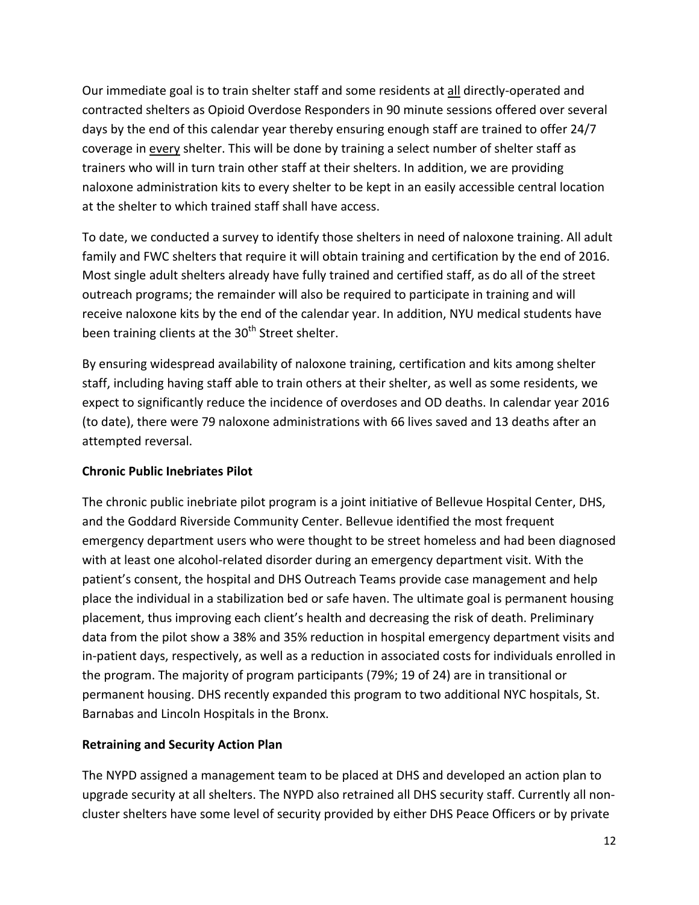Our immediate goal is to train shelter staff and some residents at all directly-operated and contracted shelters as Opioid Overdose Responders in 90 minute sessions offered over several days by the end of this calendar year thereby ensuring enough staff are trained to offer 24/7 coverage in every shelter. This will be done by training a select number of shelter staff as trainers who will in turn train other staff at their shelters. In addition, we are providing naloxone administration kits to every shelter to be kept in an easily accessible central location at the shelter to which trained staff shall have access.

To date, we conducted a survey to identify those shelters in need of naloxone training. All adult family and FWC shelters that require it will obtain training and certification by the end of 2016. Most single adult shelters already have fully trained and certified staff, as do all of the street outreach programs; the remainder will also be required to participate in training and will receive naloxone kits by the end of the calendar year. In addition, NYU medical students have been training clients at the 30th Street shelter.

By ensuring widespread availability of naloxone training, certification and kits among shelter staff, including having staff able to train others at their shelter, as well as some residents, we expect to significantly reduce the incidence of overdoses and OD deaths. In calendar year 2016 (to date), there were 79 naloxone administrations with 66 lives saved and 13 deaths after an attempted reversal.

**Chronic Public Inebriates Pilot**

The chronic public inebriate pilot program is a joint initiative of Bellevue Hospital Center, DHS, and the Goddard Riverside Community Center. Bellevue identified the most frequent emergency department users who were thought to be street homeless and had been diagnosed with at least one alcohol-related disorder during an emergency department visit. With the patient's consent, the hospital and DHS Outreach Teams provide case management and help place the individual in a stabilization bed or safe haven. The ultimate goal is permanent housing placement, thus improving each client's health and decreasing the risk of death. Preliminary data from the pilot show a 38% and 35% reduction in hospital emergency department visits and in-patient days, respectively, as well as a reduction in associated costs for individuals enrolled in the program. The majority of program participants (79%; 19 of 24) are in transitional or permanent housing. DHS recently expanded this program to two additional NYC hospitals, St. Barnabas and Lincoln Hospitals in the Bronx.

**Retraining and Security Action Plan**

The NYPD assigned a management team to be placed at DHS and developed an action plan to upgrade security at all shelters. The NYPD also retrained all DHS security staff. Currently all non-cluster shelters have some level of security provided by either DHS Peace Officers or by private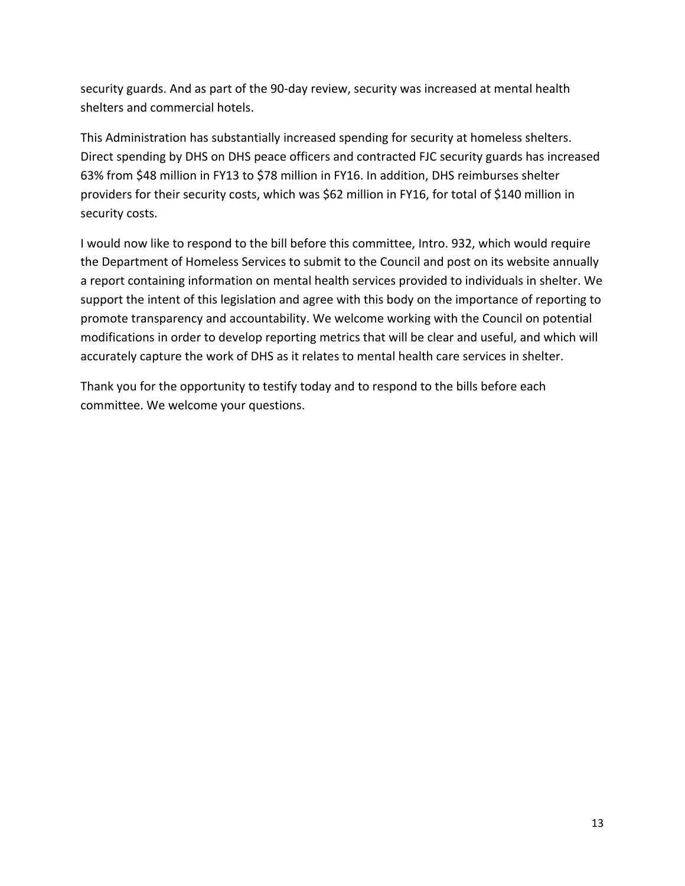security guards. And as part of the 90-day review, security was increased at mental health shelters and commercial hotels.

This Administration has substantially increased spending for security at homeless shelters. Direct spending by DHS on DHS peace officers and contracted FJC security guards has increased 63% from $48 million in FY13 to $78 million in FY16. In addition, DHS reimburses shelter providers for their security costs, which was $62 million in FY16, for total of $140 million in security costs.

I would now like to respond to the bill before this committee, Intro. 932, which would require the Department of Homeless Services to submit to the Council and post on its website annually a report containing information on mental health services provided to individuals in shelter. We support the intent of this legislation and agree with this body on the importance of reporting to promote transparency and accountability. We welcome working with the Council on potential modifications in order to develop reporting metrics that will be clear and useful, and which will accurately capture the work of DHS as it relates to mental health care services in shelter.

Thank you for the opportunity to testify today and to respond to the bills before each committee. We welcome your questions.